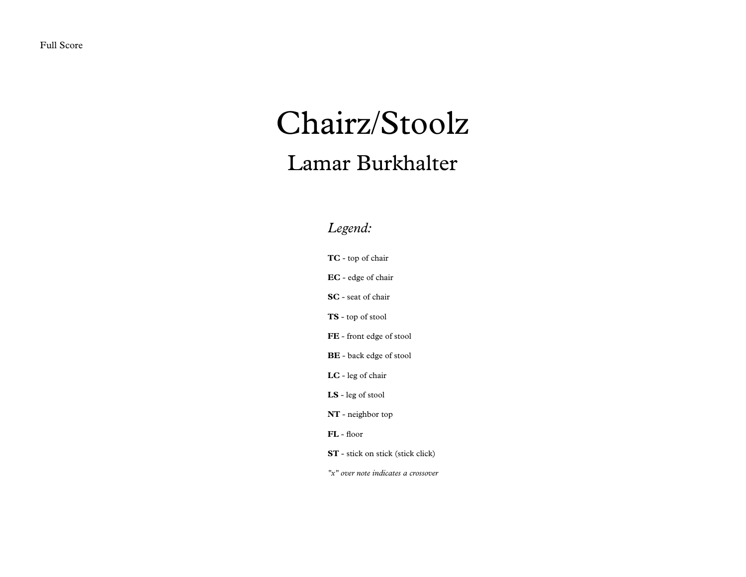Full Score

# Chairz/Stoolz

## Lamar Burkhalter

*Legend:*

**TC** - top of chair

**EC** - edge of chair

**SC** - seat of chair

**TS** - top of stool

**FE** - front edge of stool

**BE** - back edge of stool

**LC** - leg of chair

**LS** - leg of stool

**NT** - neighbor top

**FL** - floor

**ST** - stick on stick (stick click)

*"x" over note indicates a crossover*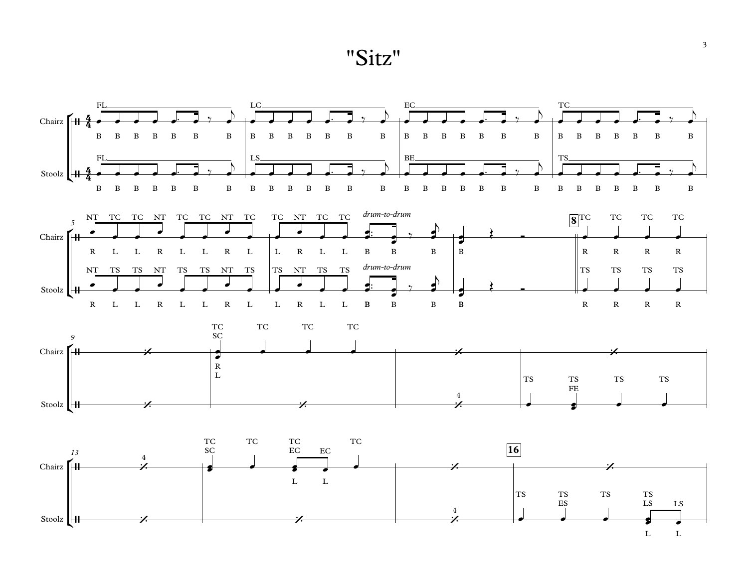# "Sitz"